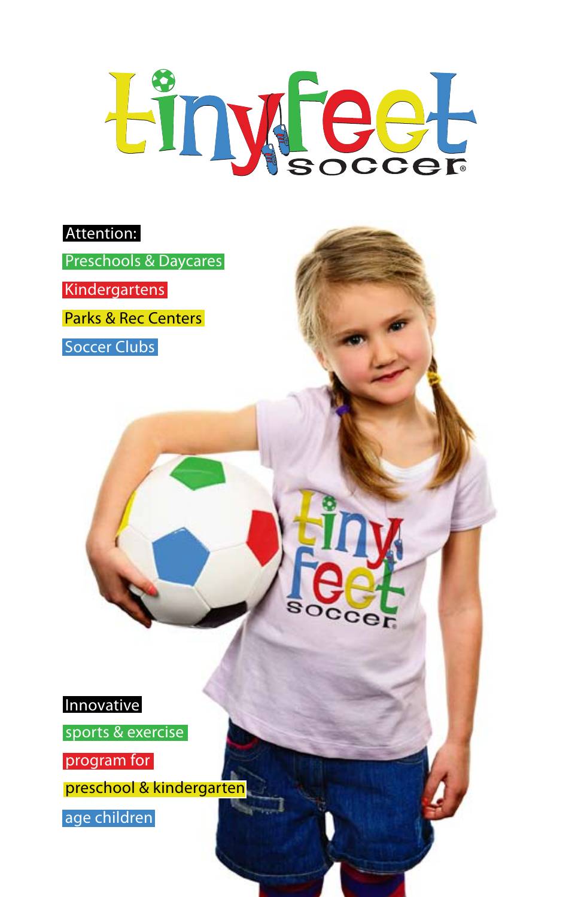# tiny feet soccer®

**Attention:**

- Preschools & Daycares
- Kindergartens
- Parks & Rec Centers
- Soccer Clubs

**Innovative** sports & exercise program for preschool & kindergarten age children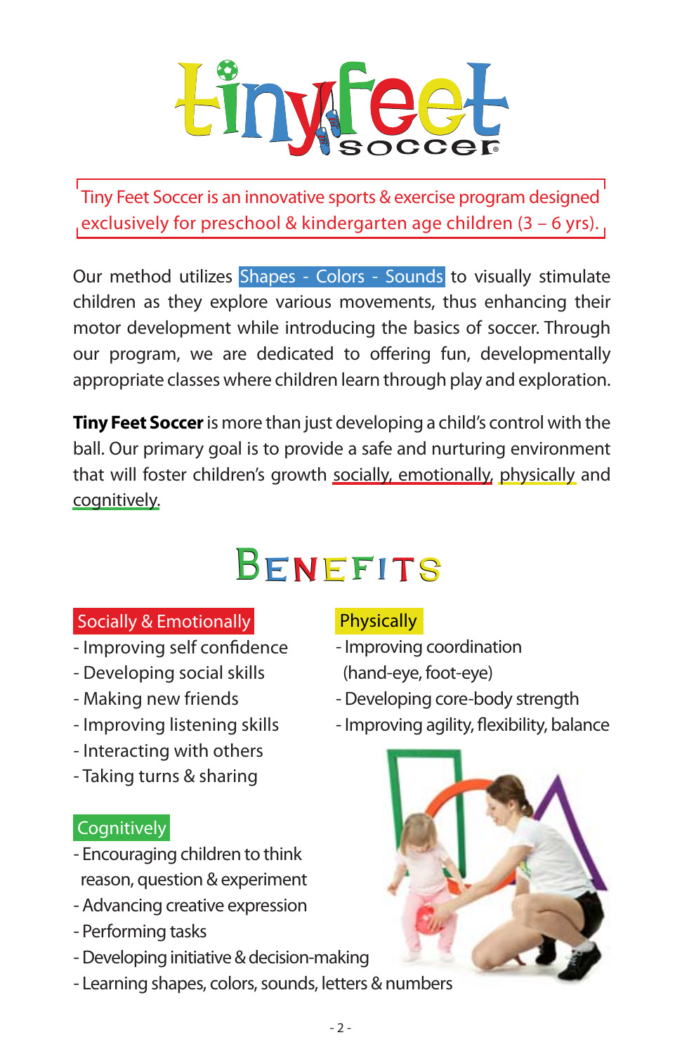# Tiny Feet Soccer

Tiny Feet Soccer is an innovative sports & exercise program designed exclusively for preschool & kindergarten age children (3 – 6 yrs).

Our method utilizes Shapes - Colors - Sounds to visually stimulate children as they explore various movements, thus enhancing their motor development while introducing the basics of soccer. Through our program, we are dedicated to offering fun, developmentally appropriate classes where children learn through play and exploration.

**Tiny Feet Soccer** is more than just developing a child's control with the ball. Our primary goal is to provide a safe and nurturing environment that will foster children's growth socially, emotionally, physically and cognitively.

## Benefits

### Socially & Emotionally

- Improving self confidence
- Developing social skills
- Making new friends
- Improving listening skills
- Interacting with others
- Taking turns & sharing

### Physically

- Improving coordination (hand-eye, foot-eye)
- Developing core-body strength
- Improving agility, flexibility, balance

### Cognitively

- Encouraging children to think reason, question & experiment
- Advancing creative expression
- Performing tasks
- Developing initiative & decision-making
- Learning shapes, colors, sounds, letters & numbers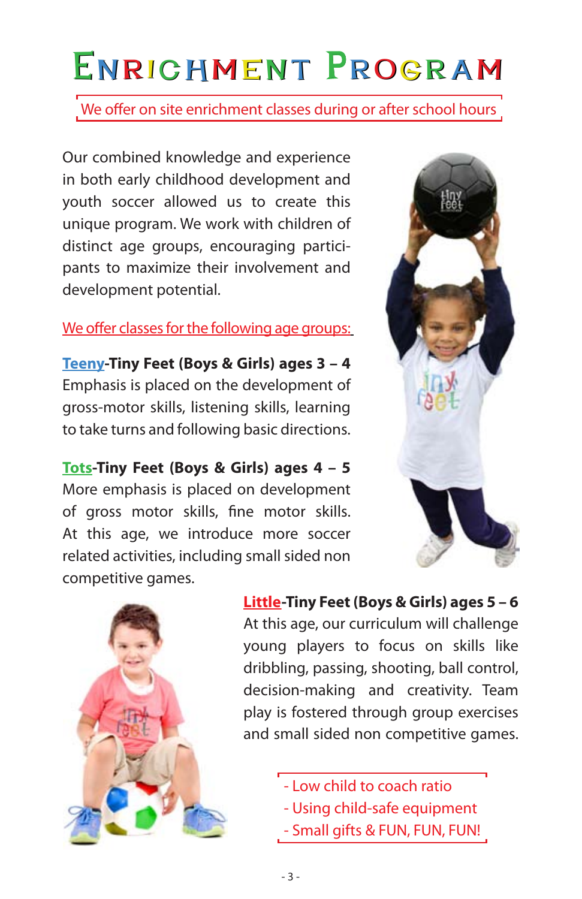# Enrichment Program

We offer on site enrichment classes during or after school hours

Our combined knowledge and experience in both early childhood development and youth soccer allowed us to create this unique program. We work with children of distinct age groups, encouraging participants to maximize their involvement and development potential.

We offer classes for the following age groups:

**Teeny-Tiny Feet (Boys & Girls) ages 3 – 4**
Emphasis is placed on the development of gross-motor skills, listening skills, learning to take turns and following basic directions.

**Tots-Tiny Feet (Boys & Girls) ages 4 – 5**
More emphasis is placed on development of gross motor skills, fine motor skills. At this age, we introduce more soccer related activities, including small sided non competitive games.

**Little-Tiny Feet (Boys & Girls) ages 5 – 6**
At this age, our curriculum will challenge young players to focus on skills like dribbling, passing, shooting, ball control, decision-making and creativity. Team play is fostered through group exercises and small sided non competitive games.

- Low child to coach ratio
- Using child-safe equipment
- Small gifts & FUN, FUN, FUN!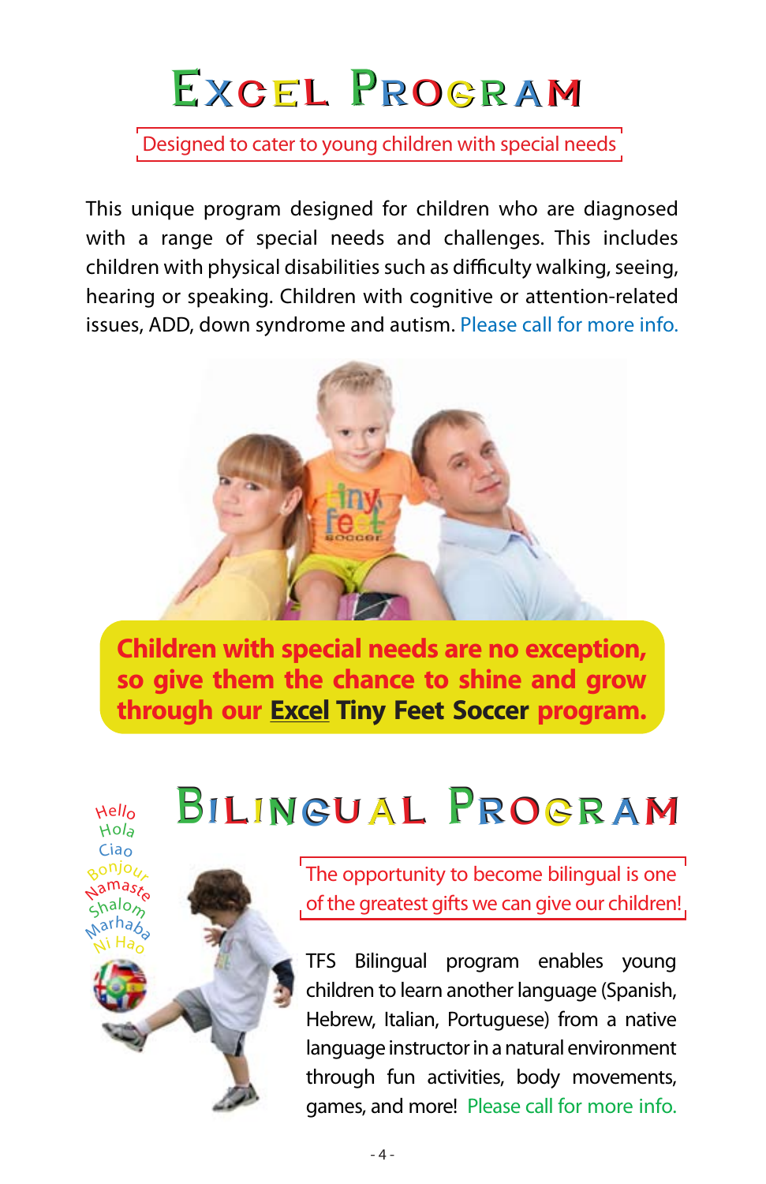# Excel Program

Designed to cater to young children with special needs

This unique program designed for children who are diagnosed with a range of special needs and challenges. This includes children with physical disabilities such as difficulty walking, seeing, hearing or speaking. Children with cognitive or attention-related issues, ADD, down syndrome and autism. Please call for more info.

**Children with special needs are no exception, so give them the chance to shine and grow through our Excel Tiny Feet Soccer program.**

# Bilingual Program

Hello
Hola
Ciao
Bonjour
Namaste
Shalom
Marhaba
Ni Hao

The opportunity to become bilingual is one of the greatest gifts we can give our children!

TFS Bilingual program enables young children to learn another language (Spanish, Hebrew, Italian, Portuguese) from a native language instructor in a natural environment through fun activities, body movements, games, and more! Please call for more info.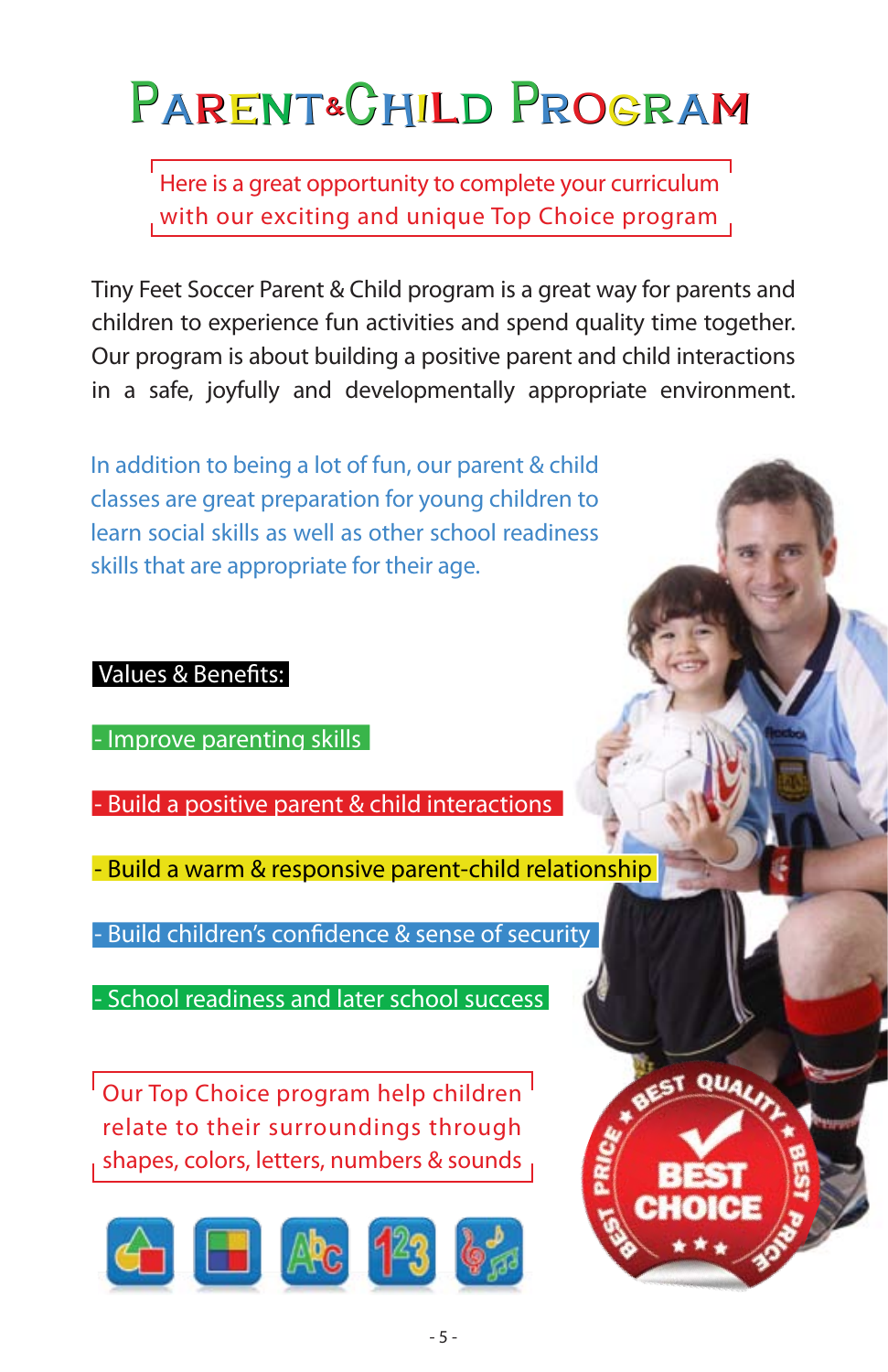# Parent&Child Program

Here is a great opportunity to complete your curriculum with our exciting and unique Top Choice program

Tiny Feet Soccer Parent & Child program is a great way for parents and children to experience fun activities and spend quality time together. Our program is about building a positive parent and child interactions in a safe, joyfully and developmentally appropriate environment.

In addition to being a lot of fun, our parent & child classes are great preparation for young children to learn social skills as well as other school readiness skills that are appropriate for their age.

**Values & Benefits:**

- Improve parenting skills
- Build a positive parent & child interactions
- Build a warm & responsive parent-child relationship
- Build children's confidence & sense of security
- School readiness and later school success

Our Top Choice program help children relate to their surroundings through shapes, colors, letters, numbers & sounds

BEST QUALITY ★ BEST PRICE ★ BEST PRICE
BEST CHOICE
★★★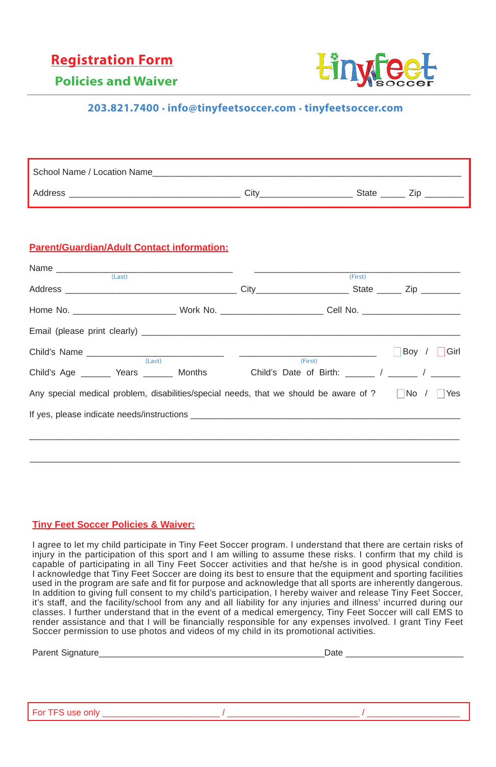# Registration Form

## Policies and Waiver

Tiny Feet Soccer

**203.821.7400 · info@tinyfeetsoccer.com · tinyfeetsoccer.com**

School Name / Location Name______________________________________________________________

Address __________________________________ City_________________ State _____ Zip ________

### Parent/Guardian/Adult Contact information:

Name __________________________________ __________________________________
(Last) (First)

Address __________________________________ City_________________ State _____ Zip ________

Home No. ____________________ Work No. ____________________ Cell No. ____________________

Email (please print clearly) ______________________________________________________________

Child's Name ___________________________ ___________________________ ☐ Boy / ☐ Girl
(Last) (First)

Child's Age ______ Years ______ Months Child's Date of Birth: ______ / ______ / ______

Any special medical problem, disabilities/special needs, that we should be aware of ? ☐ No / ☐ Yes

If yes, please indicate needs/instructions ________________________________________________

______________________________________________________________________________________

______________________________________________________________________________________

### Tiny Feet Soccer Policies & Waiver:

I agree to let my child participate in Tiny Feet Soccer program. I understand that there are certain risks of injury in the participation of this sport and I am willing to assume these risks. I confirm that my child is capable of participating in all Tiny Feet Soccer activities and that he/she is in good physical condition. I acknowledge that Tiny Feet Soccer are doing its best to ensure that the equipment and sporting facilities used in the program are safe and fit for purpose and acknowledge that all sports are inherently dangerous. In addition to giving full consent to my child's participation, I hereby waiver and release Tiny Feet Soccer, it's staff, and the facility/school from any and all liability for any injuries and illness' incurred during our classes. I further understand that in the event of a medical emergency, Tiny Feet Soccer will call EMS to render assistance and that I will be financially responsible for any expenses involved. I grant Tiny Feet Soccer permission to use photos and videos of my child in its promotional activities.

Parent Signature_____________________________________________Date ______________________

For TFS use only ______________________ / __________________________ / __________________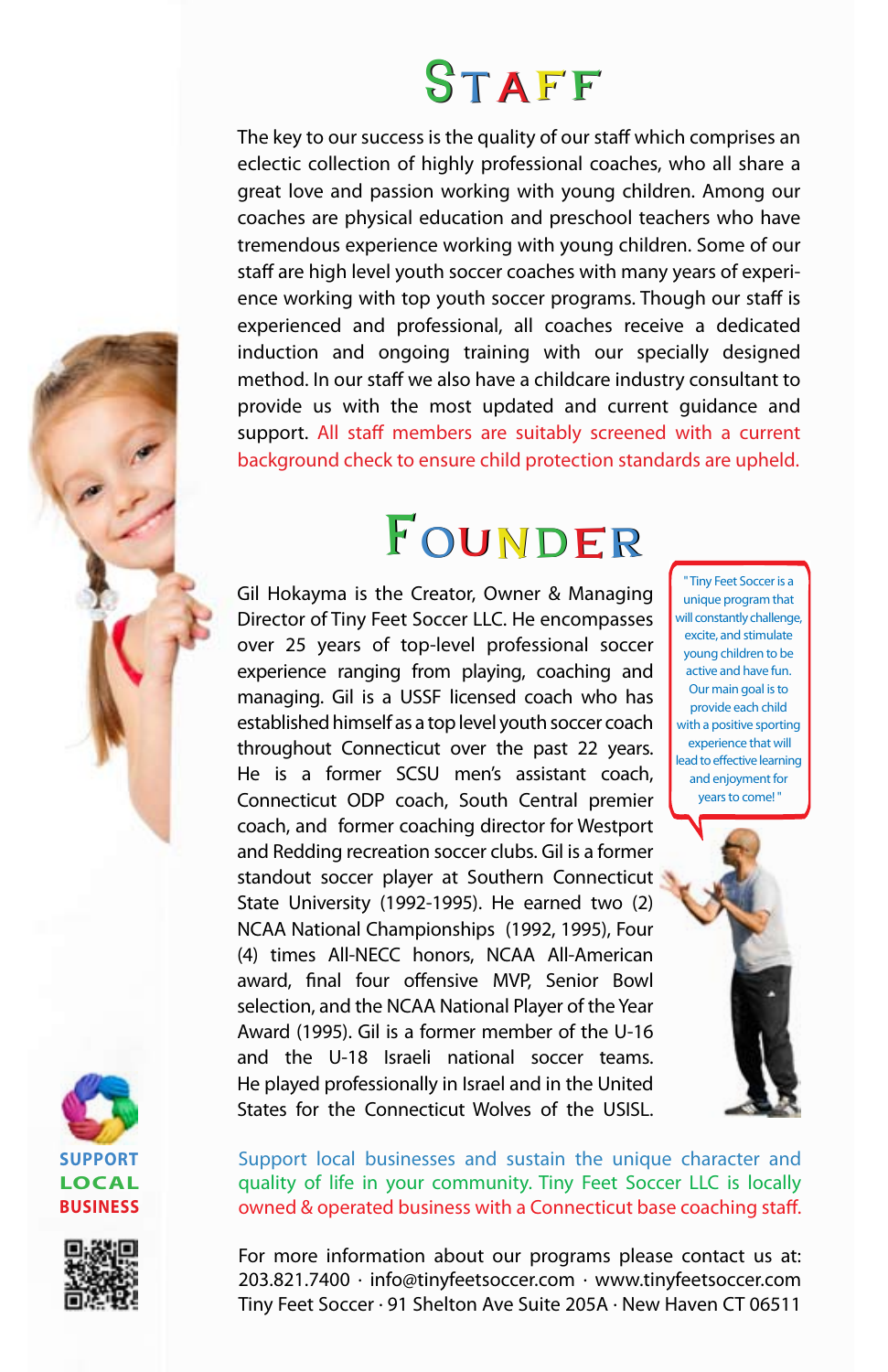# STAFF

The key to our success is the quality of our staff which comprises an eclectic collection of highly professional coaches, who all share a great love and passion working with young children. Among our coaches are physical education and preschool teachers who have tremendous experience working with young children. Some of our staff are high level youth soccer coaches with many years of experience working with top youth soccer programs. Though our staff is experienced and professional, all coaches receive a dedicated induction and ongoing training with our specially designed method. In our staff we also have a childcare industry consultant to provide us with the most updated and current guidance and support. All staff members are suitably screened with a current background check to ensure child protection standards are upheld.

# FOUNDER

Gil Hokayma is the Creator, Owner & Managing Director of Tiny Feet Soccer LLC. He encompasses over 25 years of top-level professional soccer experience ranging from playing, coaching and managing. Gil is a USSF licensed coach who has established himself as a top level youth soccer coach throughout Connecticut over the past 22 years. He is a former SCSU men's assistant coach, Connecticut ODP coach, South Central premier coach, and former coaching director for Westport and Redding recreation soccer clubs. Gil is a former standout soccer player at Southern Connecticut State University (1992-1995). He earned two (2) NCAA National Championships (1992, 1995), Four (4) times All-NECC honors, NCAA All-American award, final four offensive MVP, Senior Bowl selection, and the NCAA National Player of the Year Award (1995). Gil is a former member of the U-16 and the U-18 Israeli national soccer teams. He played professionally in Israel and in the United States for the Connecticut Wolves of the USISL.

"Tiny Feet Soccer is a unique program that will constantly challenge, excite, and stimulate young children to be active and have fun. Our main goal is to provide each child with a positive sporting experience that will lead to effective learning and enjoyment for years to come!"

SUPPORT LOCAL BUSINESS

Support local businesses and sustain the unique character and quality of life in your community. Tiny Feet Soccer LLC is locally owned & operated business with a Connecticut base coaching staff.

For more information about our programs please contact us at:
203.821.7400 · info@tinyfeetsoccer.com · www.tinyfeetsoccer.com
Tiny Feet Soccer · 91 Shelton Ave Suite 205A · New Haven CT 06511